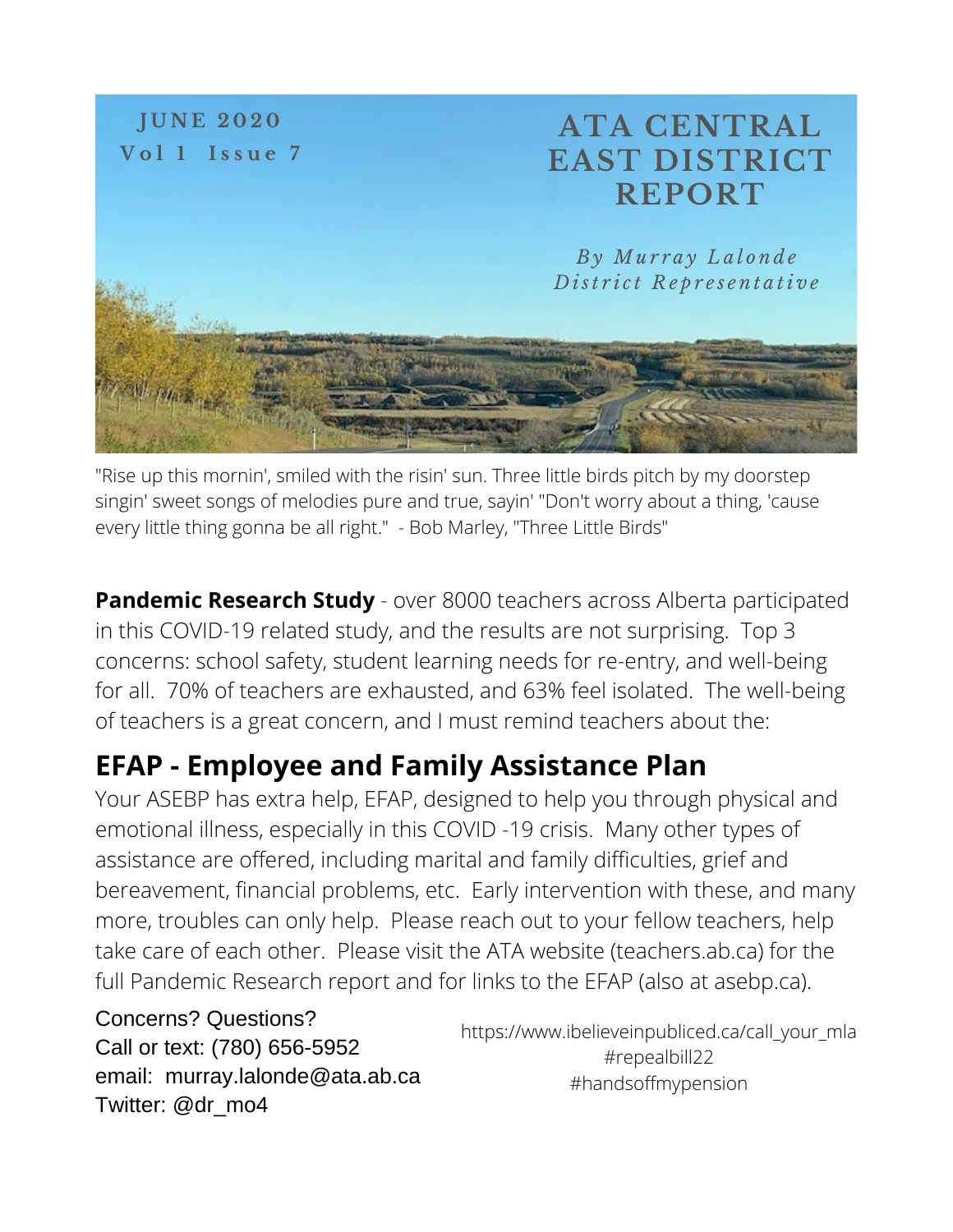JUNE 2020

Vol 1 Issue 7

# ATA CENTRAL EAST DISTRICT REPORT

*By Murray Lalonde*
*District Representative*

"Rise up this mornin', smiled with the risin' sun. Three little birds pitch by my doorstep singin' sweet songs of melodies pure and true, sayin' "Don't worry about a thing, 'cause every little thing gonna be all right." - Bob Marley, "Three Little Birds"

**Pandemic Research Study** - over 8000 teachers across Alberta participated in this COVID-19 related study, and the results are not surprising. Top 3 concerns: school safety, student learning needs for re-entry, and well-being for all. 70% of teachers are exhausted, and 63% feel isolated. The well-being of teachers is a great concern, and I must remind teachers about the:

## EFAP - Employee and Family Assistance Plan

Your ASEBP has extra help, EFAP, designed to help you through physical and emotional illness, especially in this COVID -19 crisis. Many other types of assistance are offered, including marital and family difficulties, grief and bereavement, financial problems, etc. Early intervention with these, and many more, troubles can only help. Please reach out to your fellow teachers, help take care of each other. Please visit the ATA website (teachers.ab.ca) for the full Pandemic Research report and for links to the EFAP (also at asebp.ca).

Concerns? Questions?
Call or text: (780) 656-5952
email: murray.lalonde@ata.ab.ca
Twitter: @dr_mo4

https://www.ibelieveinpubliced.ca/call_your_mla
#repealbill22
#handsoffmypension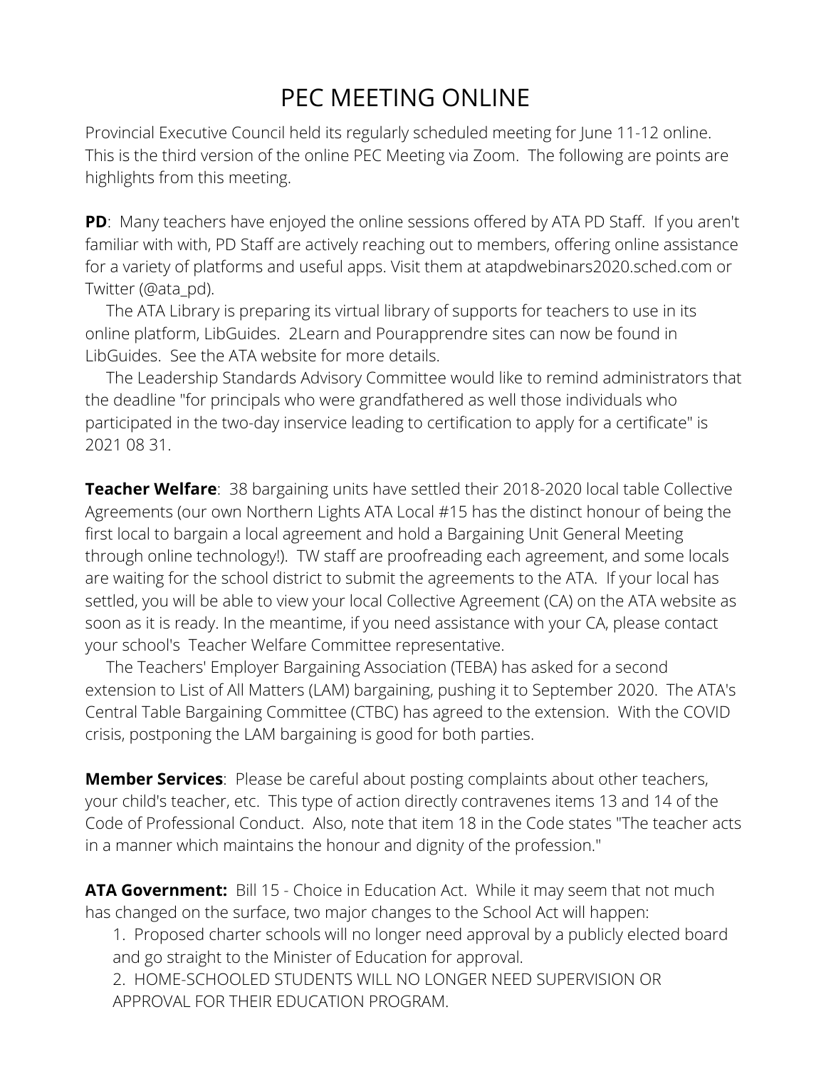# PEC MEETING ONLINE

Provincial Executive Council held its regularly scheduled meeting for June 11-12 online. This is the third version of the online PEC Meeting via Zoom. The following are points are highlights from this meeting.

**PD**: Many teachers have enjoyed the online sessions offered by ATA PD Staff. If you aren't familiar with with, PD Staff are actively reaching out to members, offering online assistance for a variety of platforms and useful apps. Visit them at atapdwebinars2020.sched.com or Twitter (@ata_pd).

The ATA Library is preparing its virtual library of supports for teachers to use in its online platform, LibGuides. 2Learn and Pourapprendre sites can now be found in LibGuides. See the ATA website for more details.

The Leadership Standards Advisory Committee would like to remind administrators that the deadline "for principals who were grandfathered as well those individuals who participated in the two-day inservice leading to certification to apply for a certificate" is 2021 08 31.

**Teacher Welfare**: 38 bargaining units have settled their 2018-2020 local table Collective Agreements (our own Northern Lights ATA Local #15 has the distinct honour of being the first local to bargain a local agreement and hold a Bargaining Unit General Meeting through online technology!). TW staff are proofreading each agreement, and some locals are waiting for the school district to submit the agreements to the ATA. If your local has settled, you will be able to view your local Collective Agreement (CA) on the ATA website as soon as it is ready. In the meantime, if you need assistance with your CA, please contact your school's Teacher Welfare Committee representative.

The Teachers' Employer Bargaining Association (TEBA) has asked for a second extension to List of All Matters (LAM) bargaining, pushing it to September 2020. The ATA's Central Table Bargaining Committee (CTBC) has agreed to the extension. With the COVID crisis, postponing the LAM bargaining is good for both parties.

**Member Services**: Please be careful about posting complaints about other teachers, your child's teacher, etc. This type of action directly contravenes items 13 and 14 of the Code of Professional Conduct. Also, note that item 18 in the Code states "The teacher acts in a manner which maintains the honour and dignity of the profession."

**ATA Government:** Bill 15 - Choice in Education Act. While it may seem that not much has changed on the surface, two major changes to the School Act will happen:

1. Proposed charter schools will no longer need approval by a publicly elected board and go straight to the Minister of Education for approval.
2. HOME-SCHOOLED STUDENTS WILL NO LONGER NEED SUPERVISION OR APPROVAL FOR THEIR EDUCATION PROGRAM.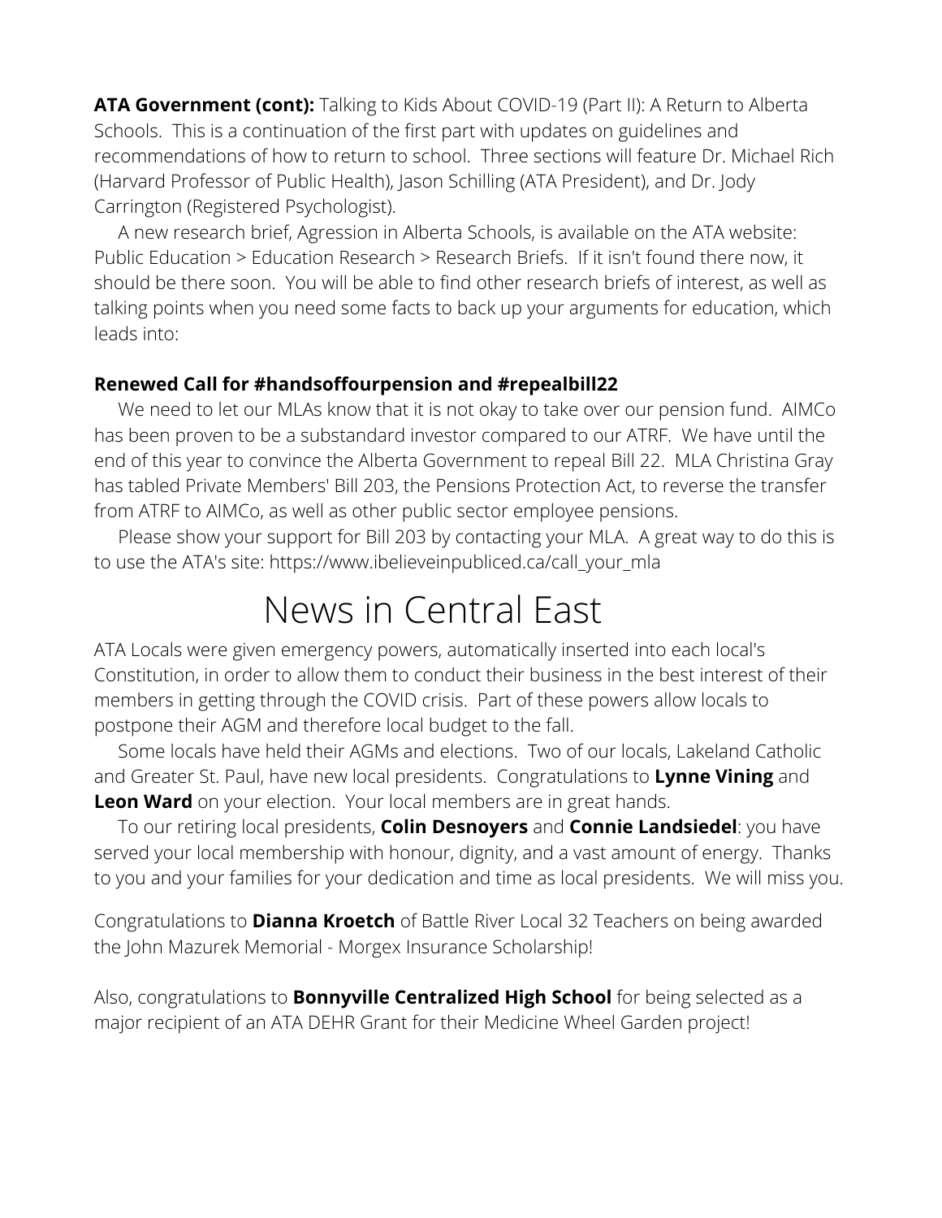**ATA Government (cont):** Talking to Kids About COVID-19 (Part II): A Return to Alberta Schools. This is a continuation of the first part with updates on guidelines and recommendations of how to return to school. Three sections will feature Dr. Michael Rich (Harvard Professor of Public Health), Jason Schilling (ATA President), and Dr. Jody Carrington (Registered Psychologist).

A new research brief, Agression in Alberta Schools, is available on the ATA website: Public Education > Education Research > Research Briefs. If it isn't found there now, it should be there soon. You will be able to find other research briefs of interest, as well as talking points when you need some facts to back up your arguments for education, which leads into:

**Renewed Call for #handsoffourpension and #repealbill22**

We need to let our MLAs know that it is not okay to take over our pension fund. AIMCo has been proven to be a substandard investor compared to our ATRF. We have until the end of this year to convince the Alberta Government to repeal Bill 22. MLA Christina Gray has tabled Private Members' Bill 203, the Pensions Protection Act, to reverse the transfer from ATRF to AIMCo, as well as other public sector employee pensions.

Please show your support for Bill 203 by contacting your MLA. A great way to do this is to use the ATA's site: https://www.ibelieveinpubliced.ca/call_your_mla

# News in Central East

ATA Locals were given emergency powers, automatically inserted into each local's Constitution, in order to allow them to conduct their business in the best interest of their members in getting through the COVID crisis. Part of these powers allow locals to postpone their AGM and therefore local budget to the fall.

Some locals have held their AGMs and elections. Two of our locals, Lakeland Catholic and Greater St. Paul, have new local presidents. Congratulations to **Lynne Vining** and **Leon Ward** on your election. Your local members are in great hands.

To our retiring local presidents, **Colin Desnoyers** and **Connie Landsiedel**: you have served your local membership with honour, dignity, and a vast amount of energy. Thanks to you and your families for your dedication and time as local presidents. We will miss you.

Congratulations to **Dianna Kroetch** of Battle River Local 32 Teachers on being awarded the John Mazurek Memorial - Morgex Insurance Scholarship!

Also, congratulations to **Bonnyville Centralized High School** for being selected as a major recipient of an ATA DEHR Grant for their Medicine Wheel Garden project!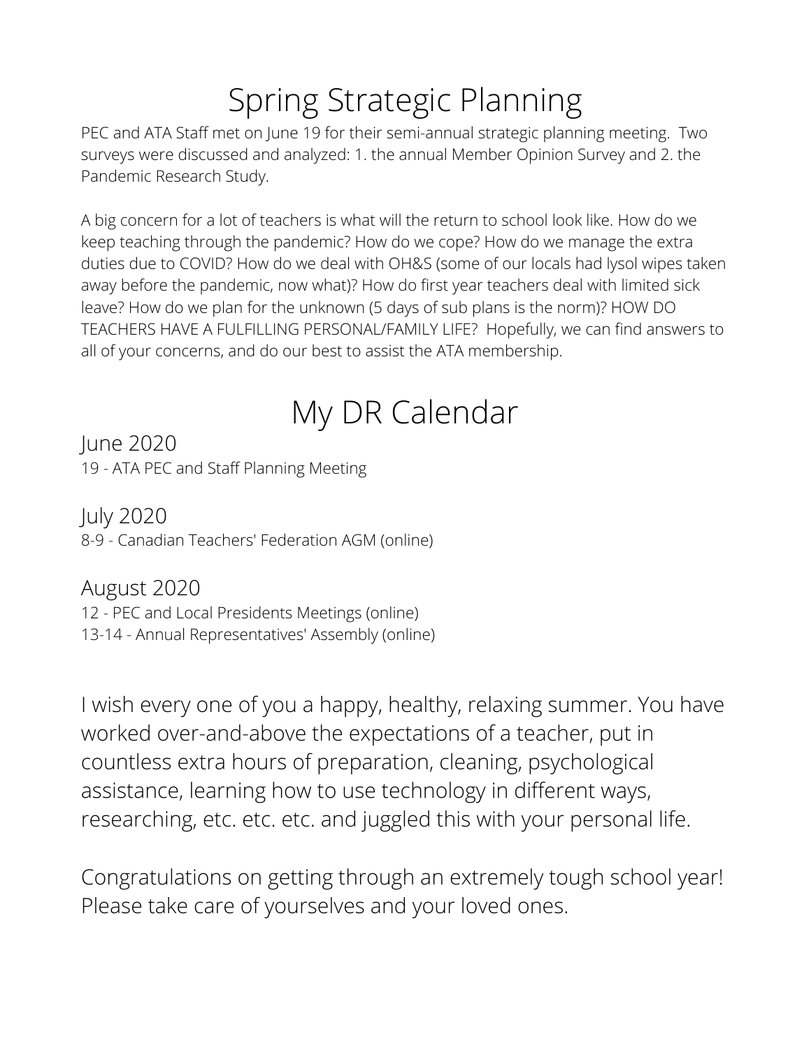# Spring Strategic Planning

PEC and ATA Staff met on June 19 for their semi-annual strategic planning meeting. Two surveys were discussed and analyzed: 1. the annual Member Opinion Survey and 2. the Pandemic Research Study.

A big concern for a lot of teachers is what will the return to school look like. How do we keep teaching through the pandemic? How do we cope? How do we manage the extra duties due to COVID? How do we deal with OH&S (some of our locals had lysol wipes taken away before the pandemic, now what)? How do first year teachers deal with limited sick leave? How do we plan for the unknown (5 days of sub plans is the norm)? HOW DO TEACHERS HAVE A FULFILLING PERSONAL/FAMILY LIFE? Hopefully, we can find answers to all of your concerns, and do our best to assist the ATA membership.

# My DR Calendar

### June 2020

19 - ATA PEC and Staff Planning Meeting

### July 2020

8-9 - Canadian Teachers' Federation AGM (online)

### August 2020

12 - PEC and Local Presidents Meetings (online)
13-14 - Annual Representatives' Assembly (online)

I wish every one of you a happy, healthy, relaxing summer. You have worked over-and-above the expectations of a teacher, put in countless extra hours of preparation, cleaning, psychological assistance, learning how to use technology in different ways, researching, etc. etc. etc. and juggled this with your personal life.

Congratulations on getting through an extremely tough school year! Please take care of yourselves and your loved ones.